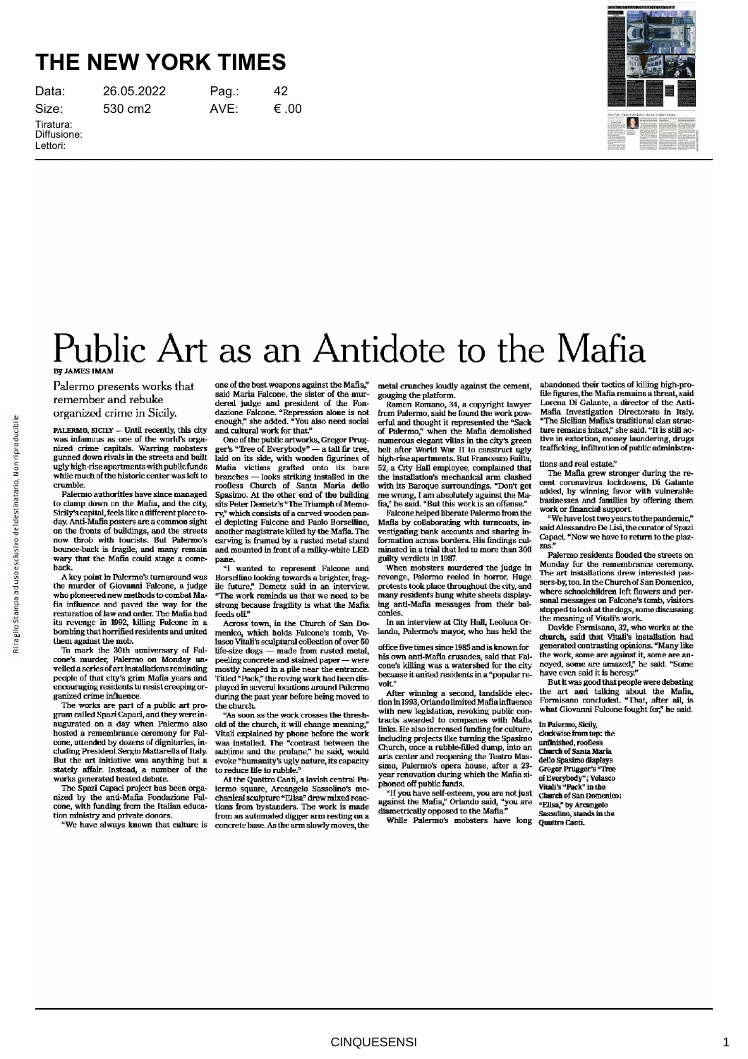# Public Art as an Antidote to the Mafia

By JAMES IMAM

Palermo presents works that remember and rebuke organized crime in Sicily.

PALERMO, SICILY — Until recently, this city was infamous as one of the world's organized crime capitals. Warring mobsters gunned down rivals in the streets and built ugly high-rise apartments with public funds while much of the historic center was left to crumble.

Palermo authorities have since managed to clamp down on the Mafia, and the city, Sicily's capital, feels like a different place today. Anti-Mafia posters are a common sight on the fronts of buildings, and the streets now throb with tourists. But Palermo's bounce-back is fragile, and many remain wary that the Mafia could stage a comeback.

A key point in Palermo's turnaround was the murder of Giovanni Falcone, a judge who pioneered new methods to combat Mafia influence and paved the way for the restoration of law and order. The Mafia had its revenge in 1992, killing Falcone in a bombing that horrified residents and united them against the mob.

To mark the 30th anniversary of Falcone's murder, Palermo on Monday unveiled a series of art installations reminding people of that city's grim Mafia years and encouraging residents to resist creeping organized crime influence.

The works are part of a public art program called Spazi Capaci, and they were inaugurated on a day when Palermo also hosted a remembrance ceremony for Falcone, attended by dozens of dignitaries, including President Sergio Mattarella of Italy. But the art initiative was anything but a stately affair. Instead, a number of the works generated heated debate.

The Spazi Capaci project has been organized by the anti-Mafia Fondazione Falcone, with funding from the Italian education ministry and private donors.

"We have always known that culture is one of the best weapons against the Mafia," said Maria Falcone, the sister of the murdered judge and president of the Fondazione Falcone. "Repression alone is not enough," she added. "You also need social and cultural work for that."

One of the public artworks, Gregor Prugger's "Tree of Everybody" — a tall fir tree, laid on its side, with wooden figurines of Mafia victims grafted onto its bare branches — looks striking installed in the roofless Church of Santa Maria dello Spasimo. At the other end of the building sits Peter Demetz's "The Triumph of Memory," which consists of a carved wooden panel depicting Falcone and Paolo Borsellino, another magistrate killed by the Mafia. The carving is framed by a rusted metal stand and mounted in front of a milky-white LED pane.

"I wanted to represent Falcone and Borsellino looking towards a brighter, fragile future," Demetz said in an interview. "The work reminds us that we need to be strong because fragility is what the Mafia feeds off."

Across town, in the Church of San Domenico, which holds Falcone's tomb, Velasco Vitali's sculptural collection of over 50 life-size dogs — made from rusted metal, peeling concrete and stained paper — were mostly heaped in a pile near the entrance. Titled "Pack," the roving work had been displayed in several locations around Palermo during the past year before being moved to the church.

"As soon as the work crosses the threshold of the church, it will change meaning," Vitali explained by phone before the work was installed. The "contrast between the sublime and the profane," he said, would evoke "humanity's ugly nature, its capacity to reduce life to rubble."

At the Quattro Canti, a lavish central Palermo square, Arcangelo Sassolino's mechanical sculpture "Elisa" drew mixed reactions from bystanders. The work is made from an automated digger arm resting on a concrete base. As the arm slowly moves, the metal crunches loudly against the cement, gouging the platform.

Ramon Romano, 34, a copyright lawyer from Palermo, said he found the work powerful and thought it represented the "Sack of Palermo," when the Mafia demolished numerous elegant villas in the city's green belt after World War II to construct ugly high-rise apartments. But Francesco Failla, 52, a City Hall employee, complained that the installation's mechanical arm clashed with its Baroque surroundings. "Don't get me wrong, I am absolutely against the Mafia," he said. "But this work is an offense."

Falcone helped liberate Palermo from the Mafia by collaborating with turncoats, investigating bank accounts and sharing information across borders. His findings culminated in a trial that led to more than 300 guilty verdicts in 1987.

When mobsters murdered the judge in revenge, Palermo reeled in horror. Huge protests took place throughout the city, and many residents hung white sheets displaying anti-Mafia messages from their balconies.

In an interview at City Hall, Leoluca Orlando, Palermo's mayor, who has held the office five times since 1985 and is known for his own anti-Mafia crusades, said that Falcone's killing was a watershed for the city because it united residents in a "popular revolt."

After winning a second, landslide election in 1993, Orlando limited Mafia influence with new legislation, revoking public contracts awarded to companies with Mafia links. He also increased funding for culture, including projects like turning the Spasimo Church, once a rubble-filled dump, into an arts center and reopening the Teatro Massimo, Palermo's opera house, after a 23-year renovation during which the Mafia siphoned off public funds.

"If you have self-esteem, you are not just against the Mafia," Orlando said, "you are diametrically opposed to the Mafia."

While Palermo's mobsters have long abandoned their tactics of killing high-profile figures, the Mafia remains a threat, said Lorena Di Galante, a director of the Anti-Mafia Investigation Directorate in Italy. "The Sicilian Mafia's traditional clan structure remains intact," she said. "It is still active in extortion, money laundering, drugs trafficking, infiltration of public administrations and real estate."

The Mafia grew stronger during the recent coronavirus lockdowns, Di Galante added, by winning favor with vulnerable businesses and families by offering them work or financial support.

"We have lost two years to the pandemic," said Alessandro De Lisi, the curator of Spazi Capaci. "Now we have to return to the piazzas."

Palermo residents flooded the streets on Monday for the remembrance ceremony. The art installations drew interested passers-by too. In the Church of San Domenico, where schoolchildren left flowers and personal messages on Falcone's tomb, visitors stopped to look at the dogs, some discussing the meaning of Vitali's work.

Davide Formisano, 32, who works at the church, said that Vitali's installation had generated contrasting opinions. "Many like the work, some are against it, some are annoyed, some are amazed," he said. "Some have even said it is heresy."

But it was good that people were debating the art and talking about the Mafia, Formisano concluded. "That, after all, is what Giovanni Falcone fought for," he said.

**In Palermo, Sicily, clockwise from top: the unfinished, roofless Church of Santa Maria dello Spasimo displays Gregor Prugger's "Tree of Everybody"; Velasco Vitali's "Pack" in the Church of San Domenico; "Elisa," by Arcangelo Sassolino, stands in the Quattro Canti.**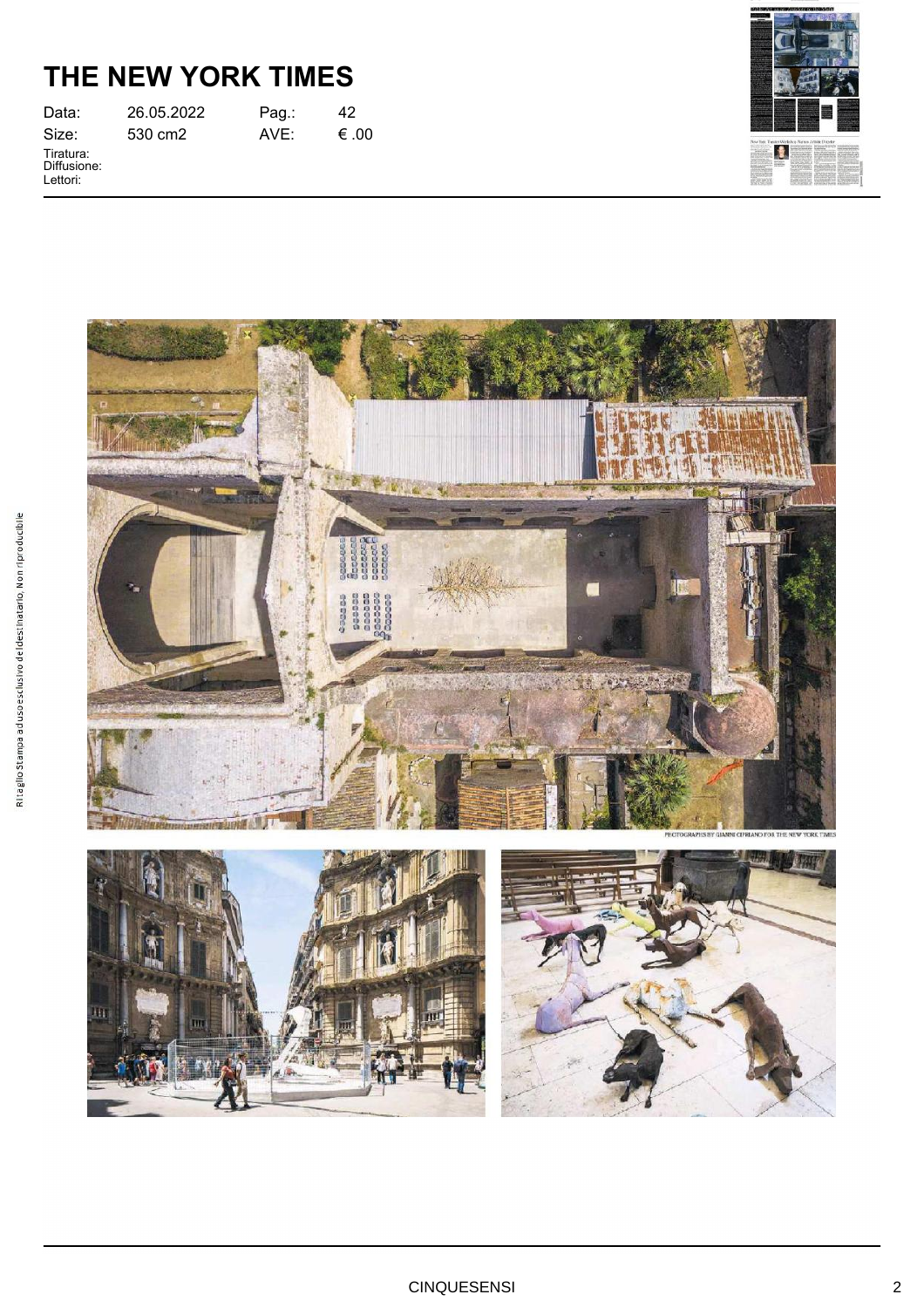# THE NEW YORK TIMES

Data: 26.05.2022 Pag.: 42

Size: 530 cm2 AVE: € .00

Tiratura:
Diffusione:
Lettori:

PHOTOGRAPHS BY GIANNI CIPRIANO FOR THE NEW YORK TIMES

Ritaglio Stampa ad uso esclusivo del destinatario, Non riproducibile

CINQUESENSI